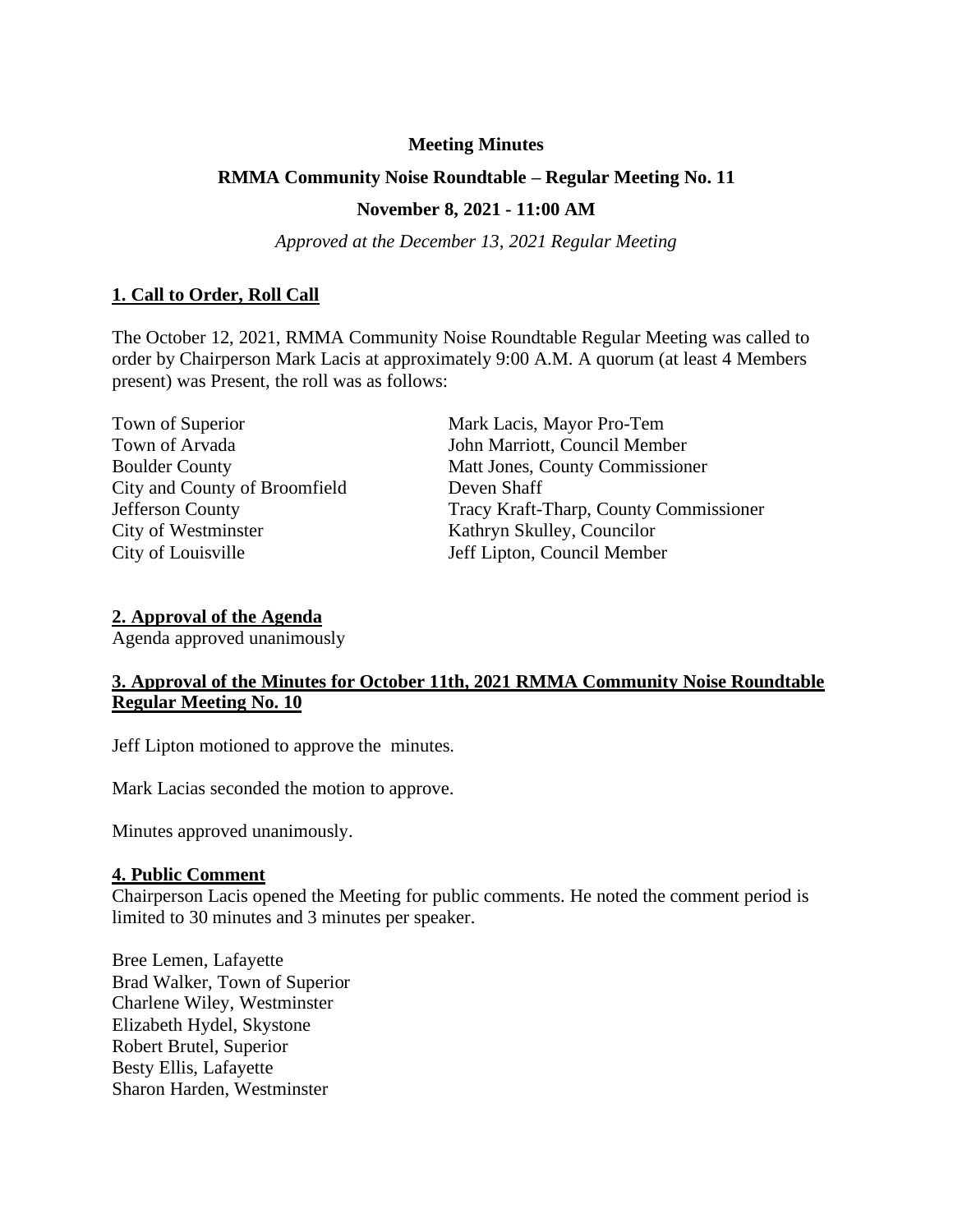**Meeting Minutes**

**RMMA Community Noise Roundtable – Regular Meeting No. 11**

**November 8, 2021 - 11:00 AM**

*Approved at the December 13, 2021 Regular Meeting*

## 1. Call to Order, Roll Call

The October 12, 2021, RMMA Community Noise Roundtable Regular Meeting was called to order by Chairperson Mark Lacis at approximately 9:00 A.M. A quorum (at least 4 Members present) was Present, the roll was as follows:

| | |
|---|---|
| Town of Superior | Mark Lacis, Mayor Pro-Tem |
| Town of Arvada | John Marriott, Council Member |
| Boulder County | Matt Jones, County Commissioner |
| City and County of Broomfield | Deven Shaff |
| Jefferson County | Tracy Kraft-Tharp, County Commissioner |
| City of Westminster | Kathryn Skulley, Councilor |
| City of Louisville | Jeff Lipton, Council Member |

## 2. Approval of the Agenda

Agenda approved unanimously

## 3. Approval of the Minutes for October 11th, 2021 RMMA Community Noise Roundtable Regular Meeting No. 10

Jeff Lipton motioned to approve the minutes.

Mark Lacias seconded the motion to approve.

Minutes approved unanimously.

## 4. Public Comment

Chairperson Lacis opened the Meeting for public comments. He noted the comment period is limited to 30 minutes and 3 minutes per speaker.

Bree Lemen, Lafayette
Brad Walker, Town of Superior
Charlene Wiley, Westminster
Elizabeth Hydel, Skystone
Robert Brutel, Superior
Besty Ellis, Lafayette
Sharon Harden, Westminster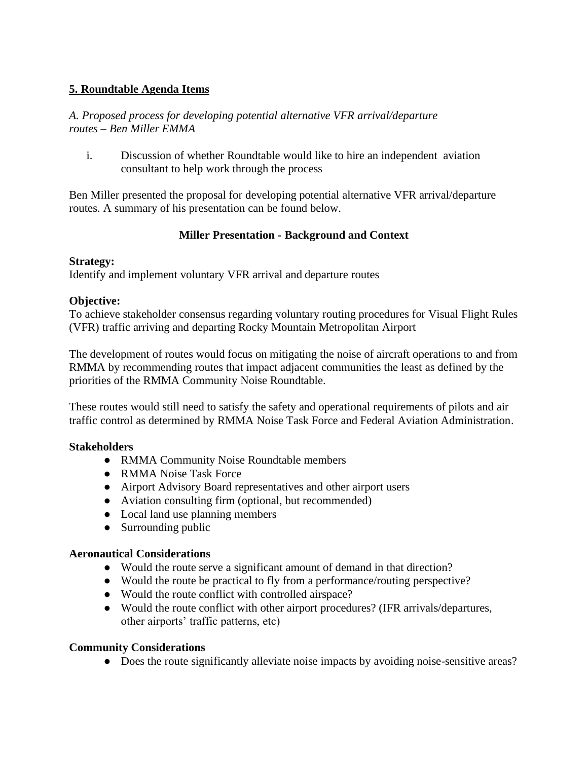**5. Roundtable Agenda Items**

*A. Proposed process for developing potential alternative VFR arrival/departure routes – Ben Miller EMMA*

i. Discussion of whether Roundtable would like to hire an independent aviation consultant to help work through the process

Ben Miller presented the proposal for developing potential alternative VFR arrival/departure routes. A summary of his presentation can be found below.

**Miller Presentation - Background and Context**

**Strategy:**
Identify and implement voluntary VFR arrival and departure routes

**Objective:**
To achieve stakeholder consensus regarding voluntary routing procedures for Visual Flight Rules (VFR) traffic arriving and departing Rocky Mountain Metropolitan Airport

The development of routes would focus on mitigating the noise of aircraft operations to and from RMMA by recommending routes that impact adjacent communities the least as defined by the priorities of the RMMA Community Noise Roundtable.

These routes would still need to satisfy the safety and operational requirements of pilots and air traffic control as determined by RMMA Noise Task Force and Federal Aviation Administration.

**Stakeholders**

- RMMA Community Noise Roundtable members
- RMMA Noise Task Force
- Airport Advisory Board representatives and other airport users
- Aviation consulting firm (optional, but recommended)
- Local land use planning members
- Surrounding public

**Aeronautical Considerations**

- Would the route serve a significant amount of demand in that direction?
- Would the route be practical to fly from a performance/routing perspective?
- Would the route conflict with controlled airspace?
- Would the route conflict with other airport procedures? (IFR arrivals/departures, other airports' traffic patterns, etc)

**Community Considerations**

- Does the route significantly alleviate noise impacts by avoiding noise-sensitive areas?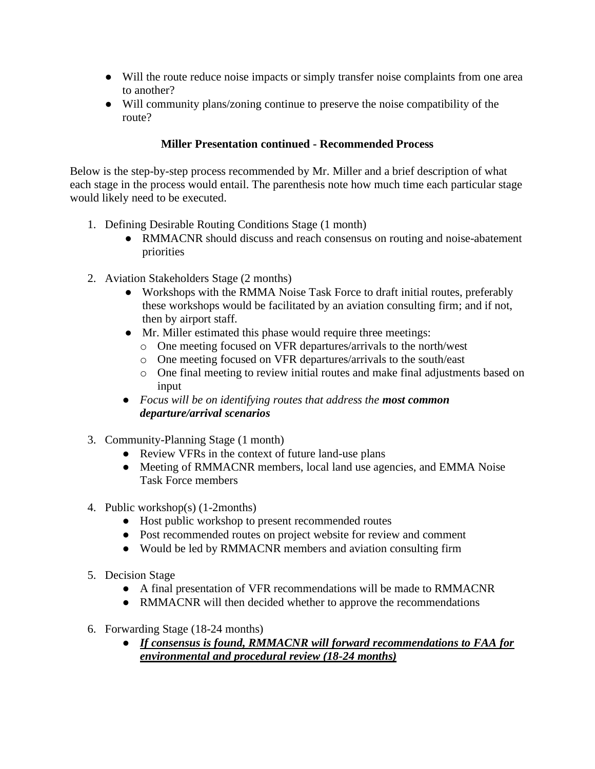- Will the route reduce noise impacts or simply transfer noise complaints from one area to another?
- Will community plans/zoning continue to preserve the noise compatibility of the route?

**Miller Presentation continued - Recommended Process**

Below is the step-by-step process recommended by Mr. Miller and a brief description of what each stage in the process would entail. The parenthesis note how much time each particular stage would likely need to be executed.

1. Defining Desirable Routing Conditions Stage (1 month)
   - RMMACNR should discuss and reach consensus on routing and noise-abatement priorities

2. Aviation Stakeholders Stage (2 months)
   - Workshops with the RMMA Noise Task Force to draft initial routes, preferably these workshops would be facilitated by an aviation consulting firm; and if not, then by airport staff.
   - Mr. Miller estimated this phase would require three meetings:
     - One meeting focused on VFR departures/arrivals to the north/west
     - One meeting focused on VFR departures/arrivals to the south/east
     - One final meeting to review initial routes and make final adjustments based on input
   - *Focus will be on identifying routes that address the **most common departure/arrival scenarios***

3. Community-Planning Stage (1 month)
   - Review VFRs in the context of future land-use plans
   - Meeting of RMMACNR members, local land use agencies, and EMMA Noise Task Force members

4. Public workshop(s) (1-2months)
   - Host public workshop to present recommended routes
   - Post recommended routes on project website for review and comment
   - Would be led by RMMACNR members and aviation consulting firm

5. Decision Stage
   - A final presentation of VFR recommendations will be made to RMMACNR
   - RMMACNR will then decided whether to approve the recommendations

6. Forwarding Stage (18-24 months)
   - ***<u>If consensus is found, RMMACNR will forward recommendations to FAA for environmental and procedural review (18-24 months)</u>***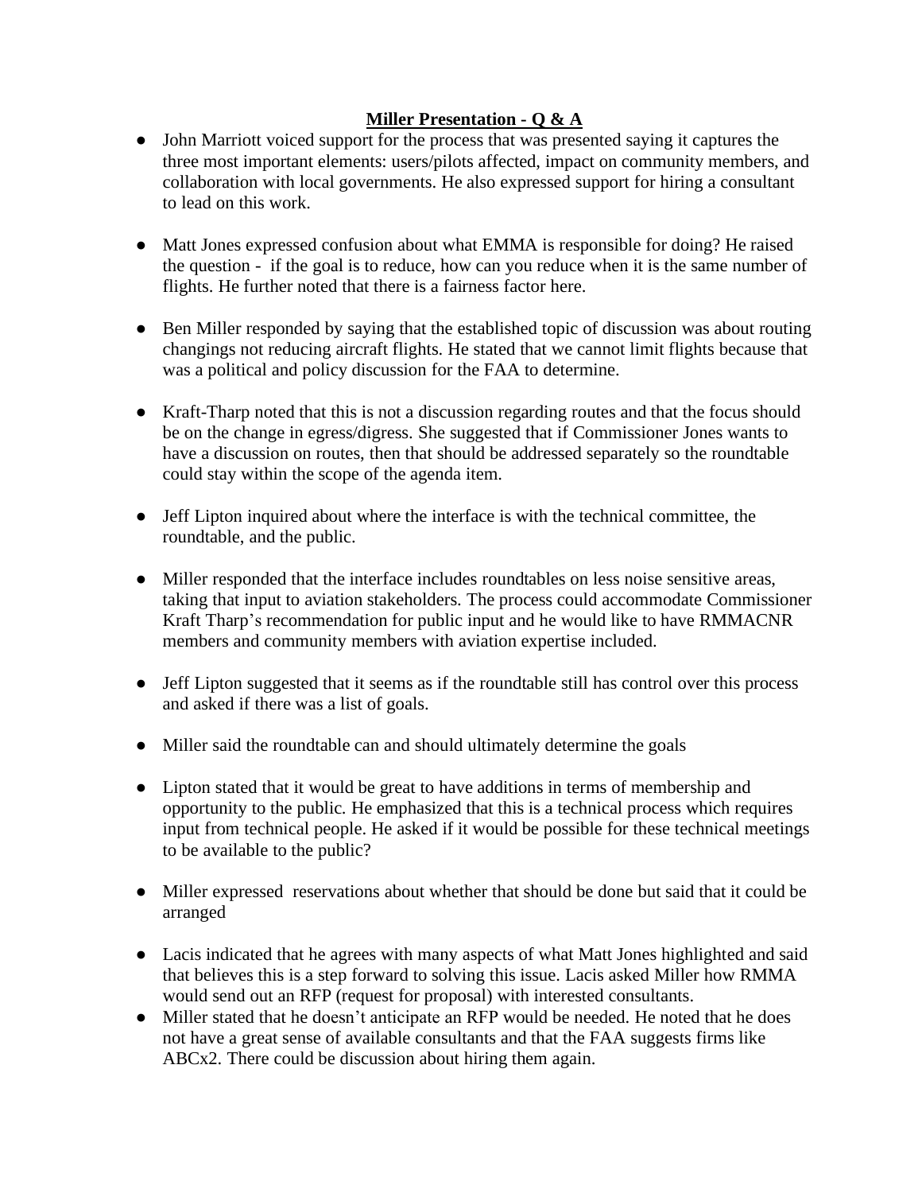**Miller Presentation - Q & A**

- John Marriott voiced support for the process that was presented saying it captures the three most important elements: users/pilots affected, impact on community members, and collaboration with local governments. He also expressed support for hiring a consultant to lead on this work.

- Matt Jones expressed confusion about what EMMA is responsible for doing? He raised the question - if the goal is to reduce, how can you reduce when it is the same number of flights. He further noted that there is a fairness factor here.

- Ben Miller responded by saying that the established topic of discussion was about routing changings not reducing aircraft flights. He stated that we cannot limit flights because that was a political and policy discussion for the FAA to determine.

- Kraft-Tharp noted that this is not a discussion regarding routes and that the focus should be on the change in egress/digress. She suggested that if Commissioner Jones wants to have a discussion on routes, then that should be addressed separately so the roundtable could stay within the scope of the agenda item.

- Jeff Lipton inquired about where the interface is with the technical committee, the roundtable, and the public.

- Miller responded that the interface includes roundtables on less noise sensitive areas, taking that input to aviation stakeholders. The process could accommodate Commissioner Kraft Tharp's recommendation for public input and he would like to have RMMACNR members and community members with aviation expertise included.

- Jeff Lipton suggested that it seems as if the roundtable still has control over this process and asked if there was a list of goals.

- Miller said the roundtable can and should ultimately determine the goals

- Lipton stated that it would be great to have additions in terms of membership and opportunity to the public. He emphasized that this is a technical process which requires input from technical people. He asked if it would be possible for these technical meetings to be available to the public?

- Miller expressed reservations about whether that should be done but said that it could be arranged

- Lacis indicated that he agrees with many aspects of what Matt Jones highlighted and said that believes this is a step forward to solving this issue. Lacis asked Miller how RMMA would send out an RFP (request for proposal) with interested consultants.
- Miller stated that he doesn't anticipate an RFP would be needed. He noted that he does not have a great sense of available consultants and that the FAA suggests firms like ABCx2. There could be discussion about hiring them again.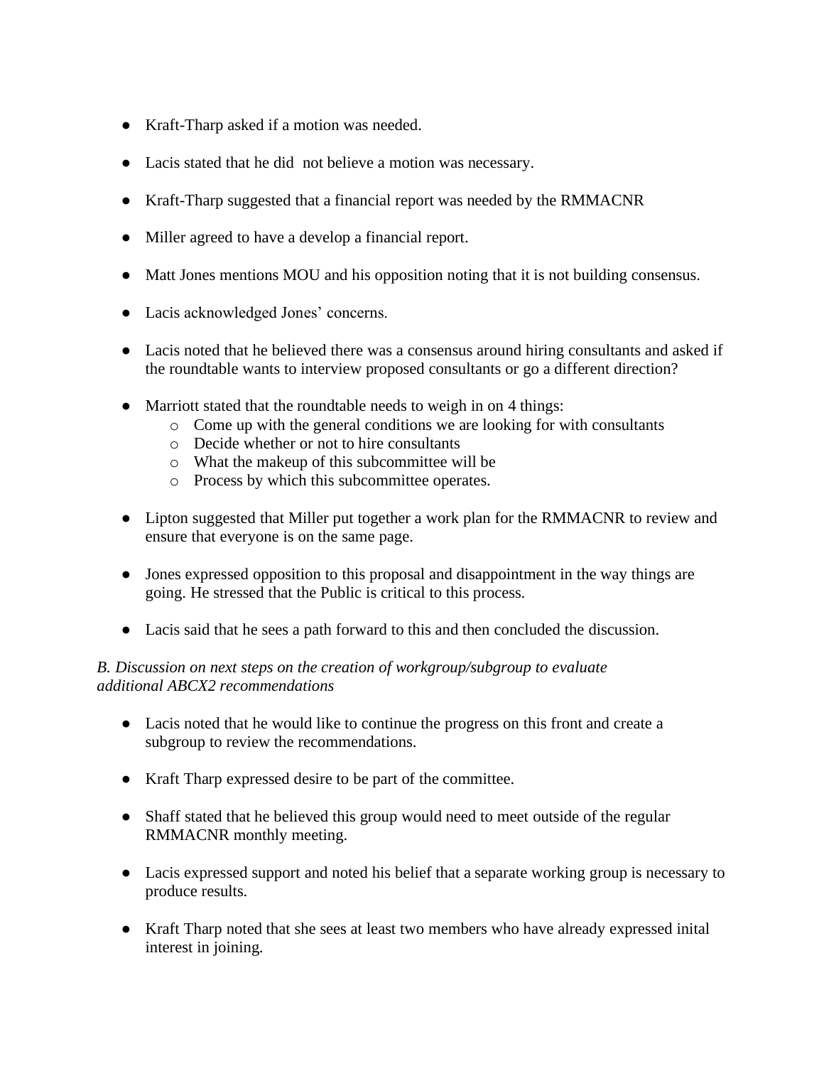- Kraft-Tharp asked if a motion was needed.
- Lacis stated that he did not believe a motion was necessary.
- Kraft-Tharp suggested that a financial report was needed by the RMMACNR
- Miller agreed to have a develop a financial report.
- Matt Jones mentions MOU and his opposition noting that it is not building consensus.
- Lacis acknowledged Jones' concerns.
- Lacis noted that he believed there was a consensus around hiring consultants and asked if the roundtable wants to interview proposed consultants or go a different direction?
- Marriott stated that the roundtable needs to weigh in on 4 things:
    - Come up with the general conditions we are looking for with consultants
    - Decide whether or not to hire consultants
    - What the makeup of this subcommittee will be
    - Process by which this subcommittee operates.
- Lipton suggested that Miller put together a work plan for the RMMACNR to review and ensure that everyone is on the same page.
- Jones expressed opposition to this proposal and disappointment in the way things are going. He stressed that the Public is critical to this process.
- Lacis said that he sees a path forward to this and then concluded the discussion.

*B. Discussion on next steps on the creation of workgroup/subgroup to evaluate additional ABCX2 recommendations*

- Lacis noted that he would like to continue the progress on this front and create a subgroup to review the recommendations.
- Kraft Tharp expressed desire to be part of the committee.
- Shaff stated that he believed this group would need to meet outside of the regular RMMACNR monthly meeting.
- Lacis expressed support and noted his belief that a separate working group is necessary to produce results.
- Kraft Tharp noted that she sees at least two members who have already expressed inital interest in joining.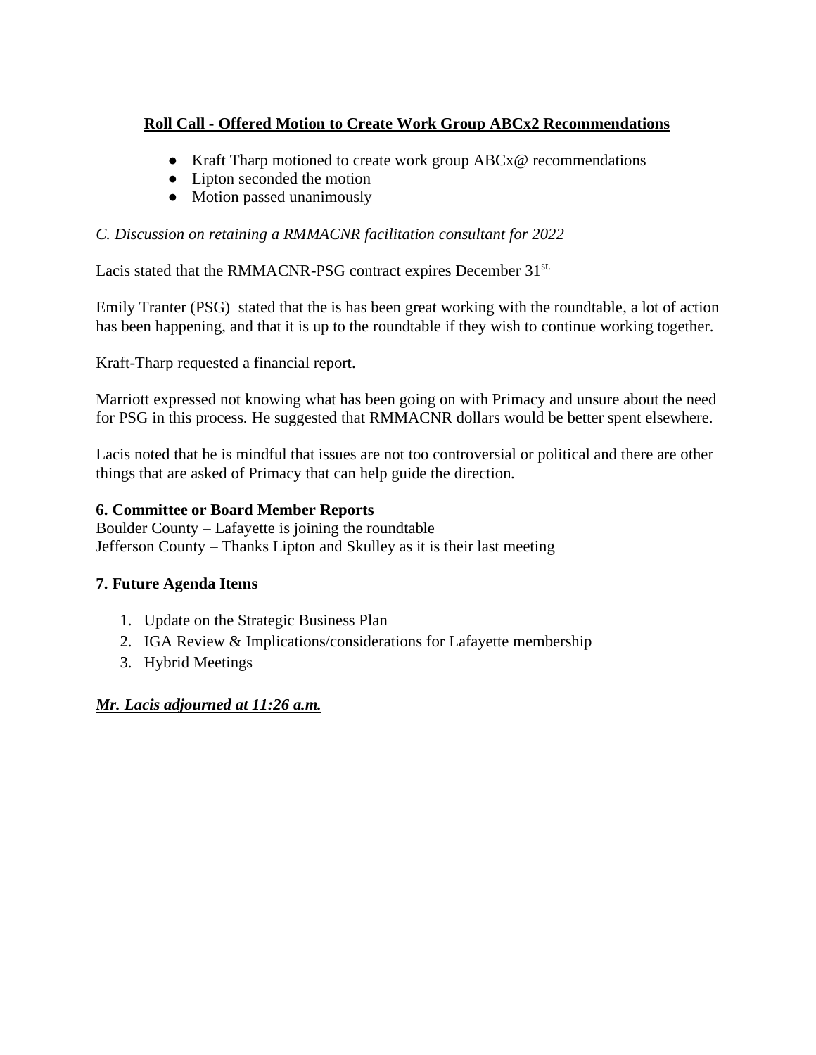**Roll Call - Offered Motion to Create Work Group ABCx2 Recommendations**

- Kraft Tharp motioned to create work group ABCx@ recommendations
- Lipton seconded the motion
- Motion passed unanimously

*C. Discussion on retaining a RMMACNR facilitation consultant for 2022*

Lacis stated that the RMMACNR-PSG contract expires December 31st.

Emily Tranter (PSG) stated that the is has been great working with the roundtable, a lot of action has been happening, and that it is up to the roundtable if they wish to continue working together.

Kraft-Tharp requested a financial report.

Marriott expressed not knowing what has been going on with Primacy and unsure about the need for PSG in this process. He suggested that RMMACNR dollars would be better spent elsewhere.

Lacis noted that he is mindful that issues are not too controversial or political and there are other things that are asked of Primacy that can help guide the direction.

**6. Committee or Board Member Reports**

Boulder County – Lafayette is joining the roundtable
Jefferson County – Thanks Lipton and Skulley as it is their last meeting

**7. Future Agenda Items**

1. Update on the Strategic Business Plan
2. IGA Review & Implications/considerations for Lafayette membership
3. Hybrid Meetings

***Mr. Lacis adjourned at 11:26 a.m.***